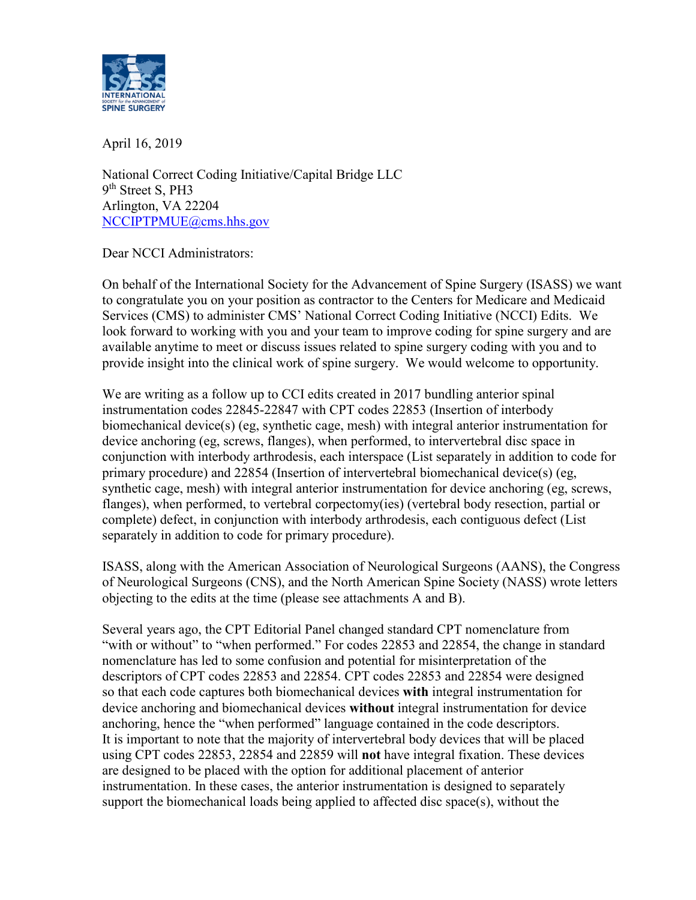April 16, 2019

National Correct Coding Initiative/Capital Bridge LLC
9th Street S, PH3
Arlington, VA 22204
NCCIPTPMUE@cms.hhs.gov

Dear NCCI Administrators:

On behalf of the International Society for the Advancement of Spine Surgery (ISASS) we want to congratulate you on your position as contractor to the Centers for Medicare and Medicaid Services (CMS) to administer CMS' National Correct Coding Initiative (NCCI) Edits. We look forward to working with you and your team to improve coding for spine surgery and are available anytime to meet or discuss issues related to spine surgery coding with you and to provide insight into the clinical work of spine surgery. We would welcome to opportunity.

We are writing as a follow up to CCI edits created in 2017 bundling anterior spinal instrumentation codes 22845-22847 with CPT codes 22853 (Insertion of interbody biomechanical device(s) (eg, synthetic cage, mesh) with integral anterior instrumentation for device anchoring (eg, screws, flanges), when performed, to intervertebral disc space in conjunction with interbody arthrodesis, each interspace (List separately in addition to code for primary procedure) and 22854 (Insertion of intervertebral biomechanical device(s) (eg, synthetic cage, mesh) with integral anterior instrumentation for device anchoring (eg, screws, flanges), when performed, to vertebral corpectomy(ies) (vertebral body resection, partial or complete) defect, in conjunction with interbody arthrodesis, each contiguous defect (List separately in addition to code for primary procedure).

ISASS, along with the American Association of Neurological Surgeons (AANS), the Congress of Neurological Surgeons (CNS), and the North American Spine Society (NASS) wrote letters objecting to the edits at the time (please see attachments A and B).

Several years ago, the CPT Editorial Panel changed standard CPT nomenclature from "with or without" to "when performed." For codes 22853 and 22854, the change in standard nomenclature has led to some confusion and potential for misinterpretation of the descriptors of CPT codes 22853 and 22854. CPT codes 22853 and 22854 were designed so that each code captures both biomechanical devices **with** integral instrumentation for device anchoring and biomechanical devices **without** integral instrumentation for device anchoring, hence the "when performed" language contained in the code descriptors. It is important to note that the majority of intervertebral body devices that will be placed using CPT codes 22853, 22854 and 22859 will **not** have integral fixation. These devices are designed to be placed with the option for additional placement of anterior instrumentation. In these cases, the anterior instrumentation is designed to separately support the biomechanical loads being applied to affected disc space(s), without the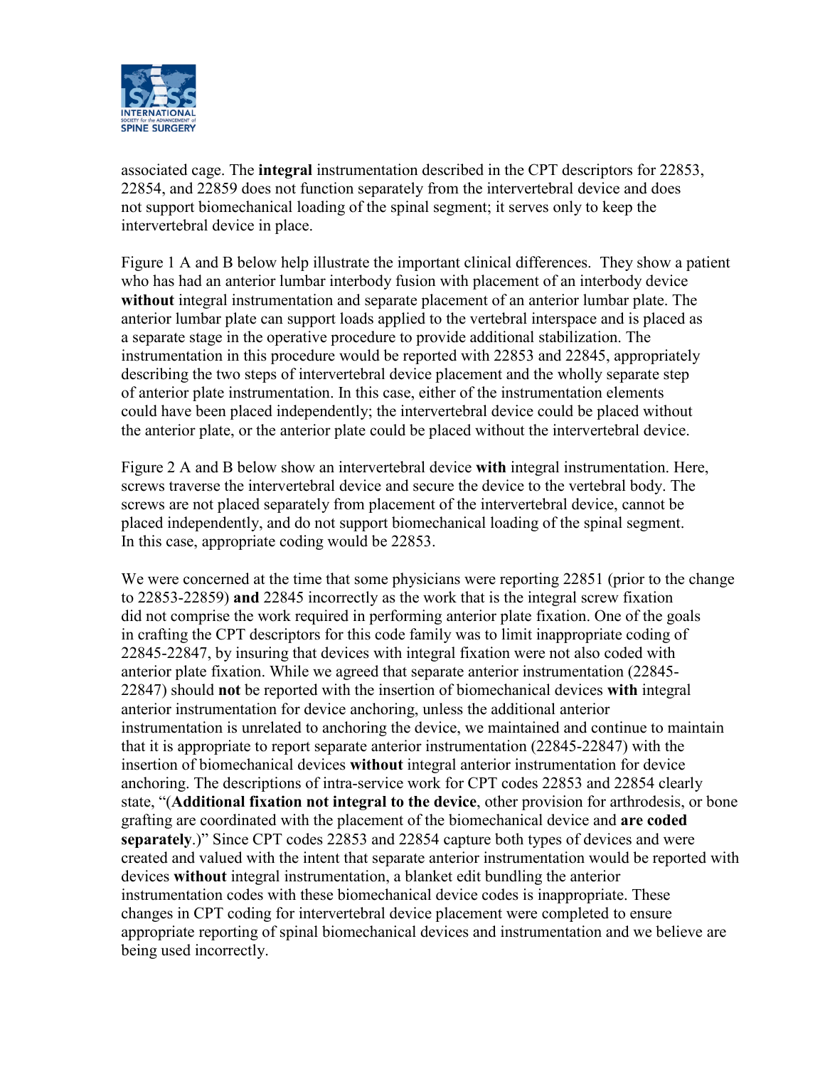associated cage. The **integral** instrumentation described in the CPT descriptors for 22853, 22854, and 22859 does not function separately from the intervertebral device and does not support biomechanical loading of the spinal segment; it serves only to keep the intervertebral device in place.

Figure 1 A and B below help illustrate the important clinical differences. They show a patient who has had an anterior lumbar interbody fusion with placement of an interbody device **without** integral instrumentation and separate placement of an anterior lumbar plate. The anterior lumbar plate can support loads applied to the vertebral interspace and is placed as a separate stage in the operative procedure to provide additional stabilization. The instrumentation in this procedure would be reported with 22853 and 22845, appropriately describing the two steps of intervertebral device placement and the wholly separate step of anterior plate instrumentation. In this case, either of the instrumentation elements could have been placed independently; the intervertebral device could be placed without the anterior plate, or the anterior plate could be placed without the intervertebral device.

Figure 2 A and B below show an intervertebral device **with** integral instrumentation. Here, screws traverse the intervertebral device and secure the device to the vertebral body. The screws are not placed separately from placement of the intervertebral device, cannot be placed independently, and do not support biomechanical loading of the spinal segment. In this case, appropriate coding would be 22853.

We were concerned at the time that some physicians were reporting 22851 (prior to the change to 22853-22859) **and** 22845 incorrectly as the work that is the integral screw fixation did not comprise the work required in performing anterior plate fixation. One of the goals in crafting the CPT descriptors for this code family was to limit inappropriate coding of 22845-22847, by insuring that devices with integral fixation were not also coded with anterior plate fixation. While we agreed that separate anterior instrumentation (22845-22847) should **not** be reported with the insertion of biomechanical devices **with** integral anterior instrumentation for device anchoring, unless the additional anterior instrumentation is unrelated to anchoring the device, we maintained and continue to maintain that it is appropriate to report separate anterior instrumentation (22845-22847) with the insertion of biomechanical devices **without** integral anterior instrumentation for device anchoring. The descriptions of intra-service work for CPT codes 22853 and 22854 clearly state, "(**Additional fixation not integral to the device**, other provision for arthrodesis, or bone grafting are coordinated with the placement of the biomechanical device and **are coded separately**.)" Since CPT codes 22853 and 22854 capture both types of devices and were created and valued with the intent that separate anterior instrumentation would be reported with devices **without** integral instrumentation, a blanket edit bundling the anterior instrumentation codes with these biomechanical device codes is inappropriate. These changes in CPT coding for intervertebral device placement were completed to ensure appropriate reporting of spinal biomechanical devices and instrumentation and we believe are being used incorrectly.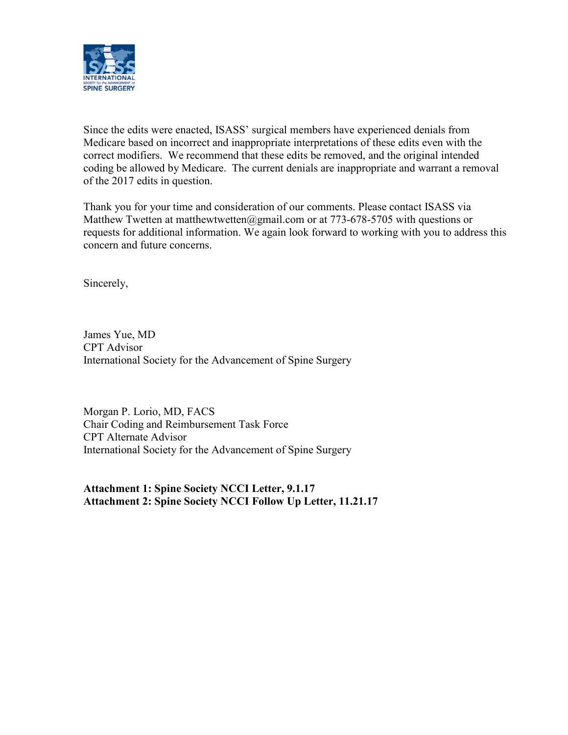Since the edits were enacted, ISASS' surgical members have experienced denials from Medicare based on incorrect and inappropriate interpretations of these edits even with the correct modifiers. We recommend that these edits be removed, and the original intended coding be allowed by Medicare. The current denials are inappropriate and warrant a removal of the 2017 edits in question.

Thank you for your time and consideration of our comments. Please contact ISASS via Matthew Twetten at matthewtwetten@gmail.com or at 773-678-5705 with questions or requests for additional information. We again look forward to working with you to address this concern and future concerns.

Sincerely,

James Yue, MD
CPT Advisor
International Society for the Advancement of Spine Surgery

Morgan P. Lorio, MD, FACS
Chair Coding and Reimbursement Task Force
CPT Alternate Advisor
International Society for the Advancement of Spine Surgery

**Attachment 1: Spine Society NCCI Letter, 9.1.17**
**Attachment 2: Spine Society NCCI Follow Up Letter, 11.21.17**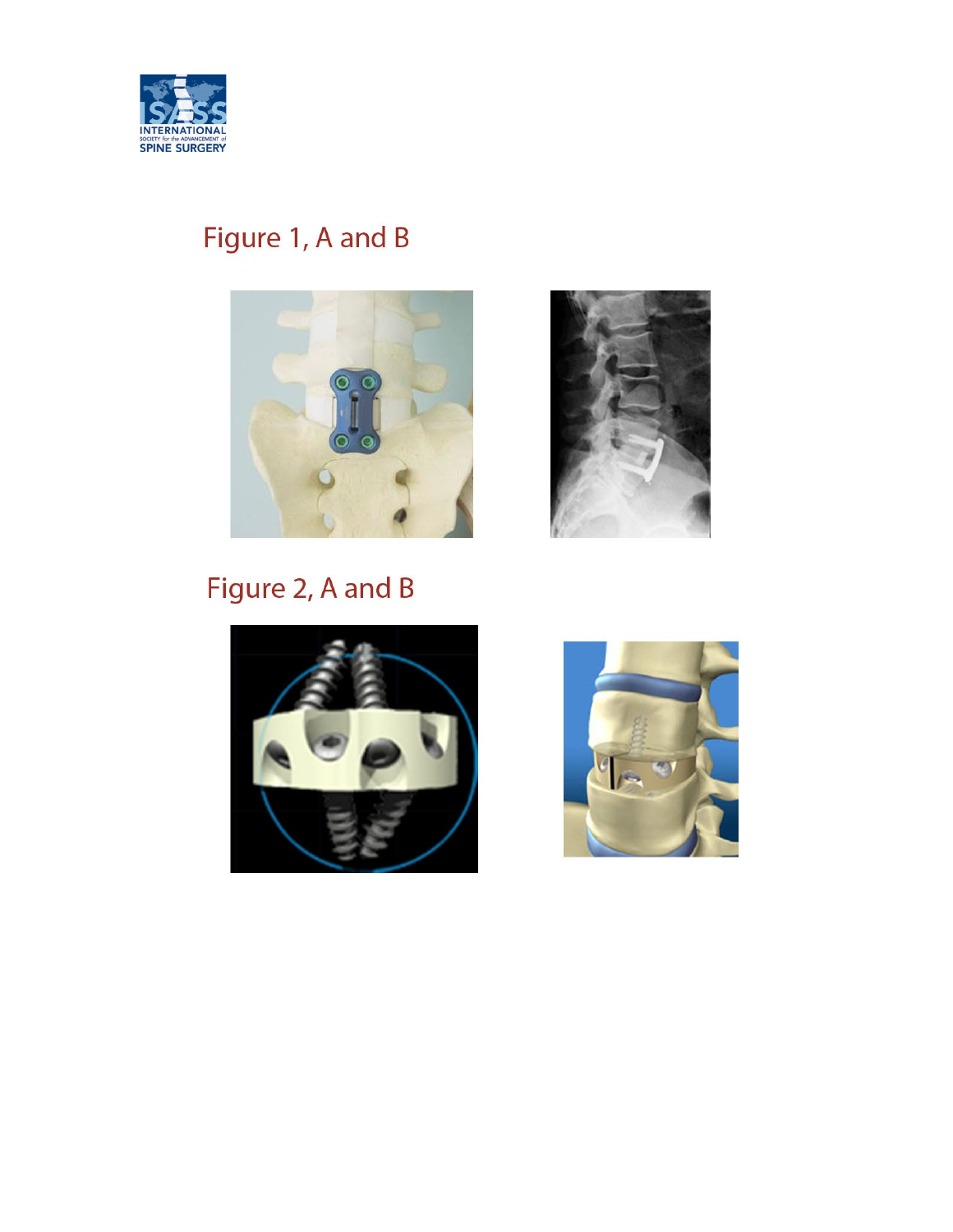Figure 1, A and B

Figure 2, A and B